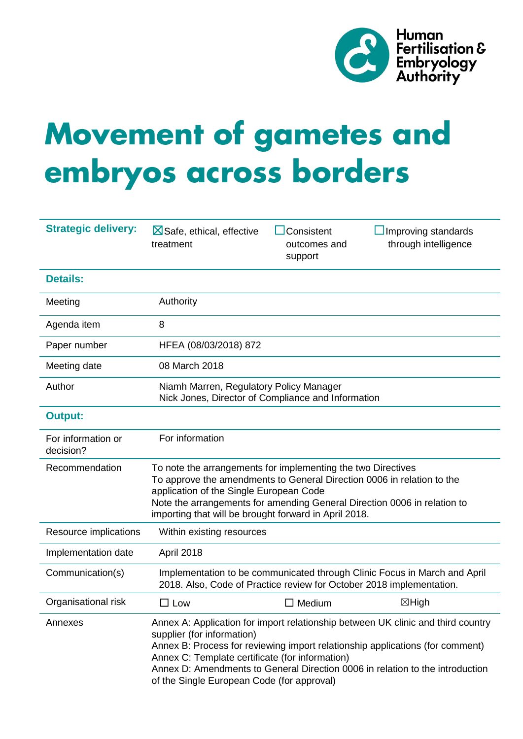Human Fertilisation & Embryology Authority

# Movement of gametes and embryos across borders

| | | | |
|---|---|---|---|
| **Strategic delivery:** | ☒ Safe, ethical, effective treatment | ☐ Consistent outcomes and support | ☐ Improving standards through intelligence |
| **Details:** | | | |
| Meeting | Authority | | |
| Agenda item | 8 | | |
| Paper number | HFEA (08/03/2018) 872 | | |
| Meeting date | 08 March 2018 | | |
| Author | Niamh Marren, Regulatory Policy Manager<br>Nick Jones, Director of Compliance and Information | | |
| **Output:** | | | |
| For information or decision? | For information | | |
| Recommendation | To note the arrangements for implementing the two Directives<br>To approve the amendments to General Direction 0006 in relation to the application of the Single European Code<br>Note the arrangements for amending General Direction 0006 in relation to importing that will be brought forward in April 2018. | | |
| Resource implications | Within existing resources | | |
| Implementation date | April 2018 | | |
| Communication(s) | Implementation to be communicated through Clinic Focus in March and April 2018. Also, Code of Practice review for October 2018 implementation. | | |
| Organisational risk | ☐ Low | ☐ Medium | ☒ High |
| Annexes | Annex A: Application for import relationship between UK clinic and third country supplier (for information)<br>Annex B: Process for reviewing import relationship applications (for comment)<br>Annex C: Template certificate (for information)<br>Annex D: Amendments to General Direction 0006 in relation to the introduction of the Single European Code (for approval) | | |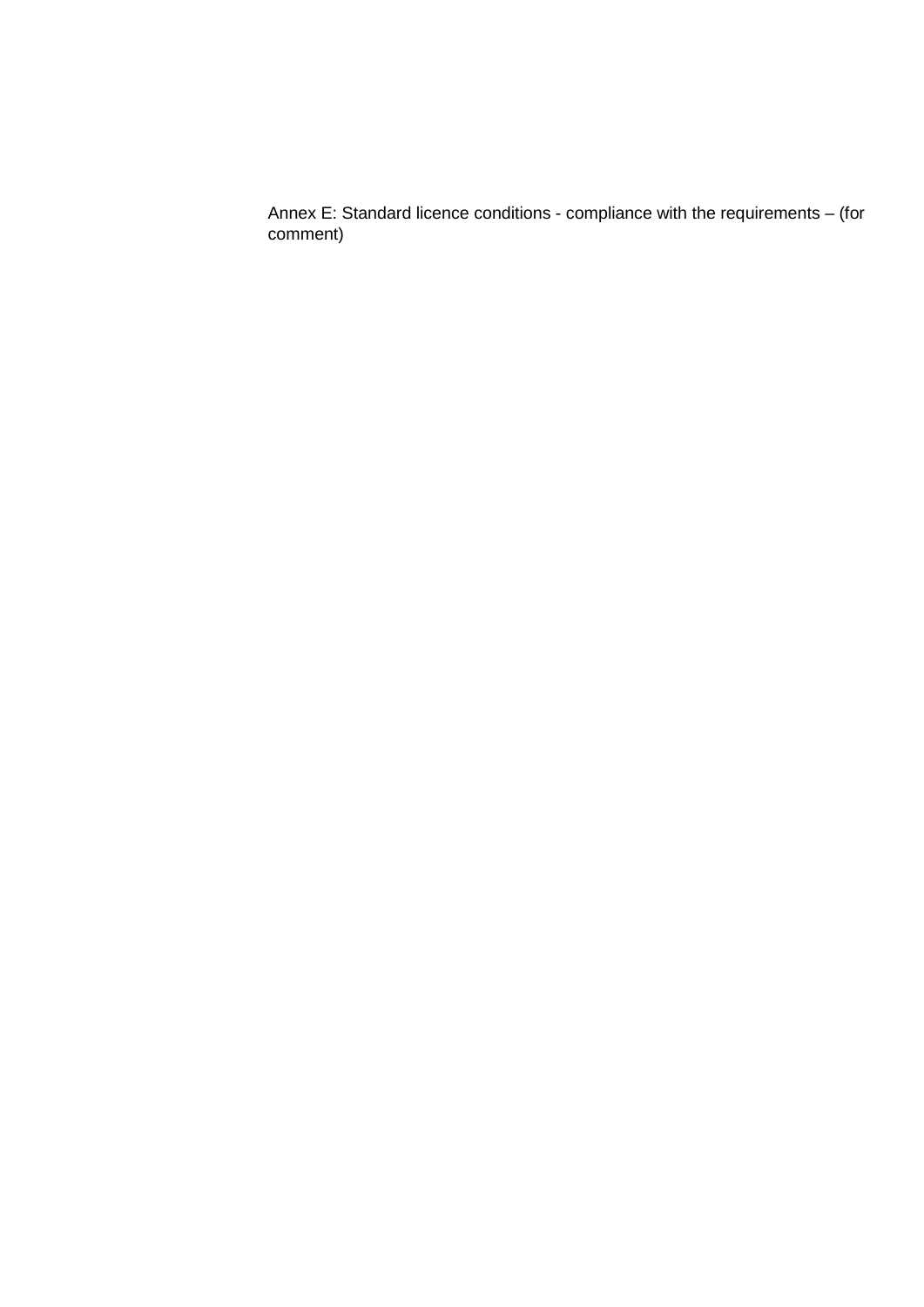Annex E: Standard licence conditions - compliance with the requirements – (for comment)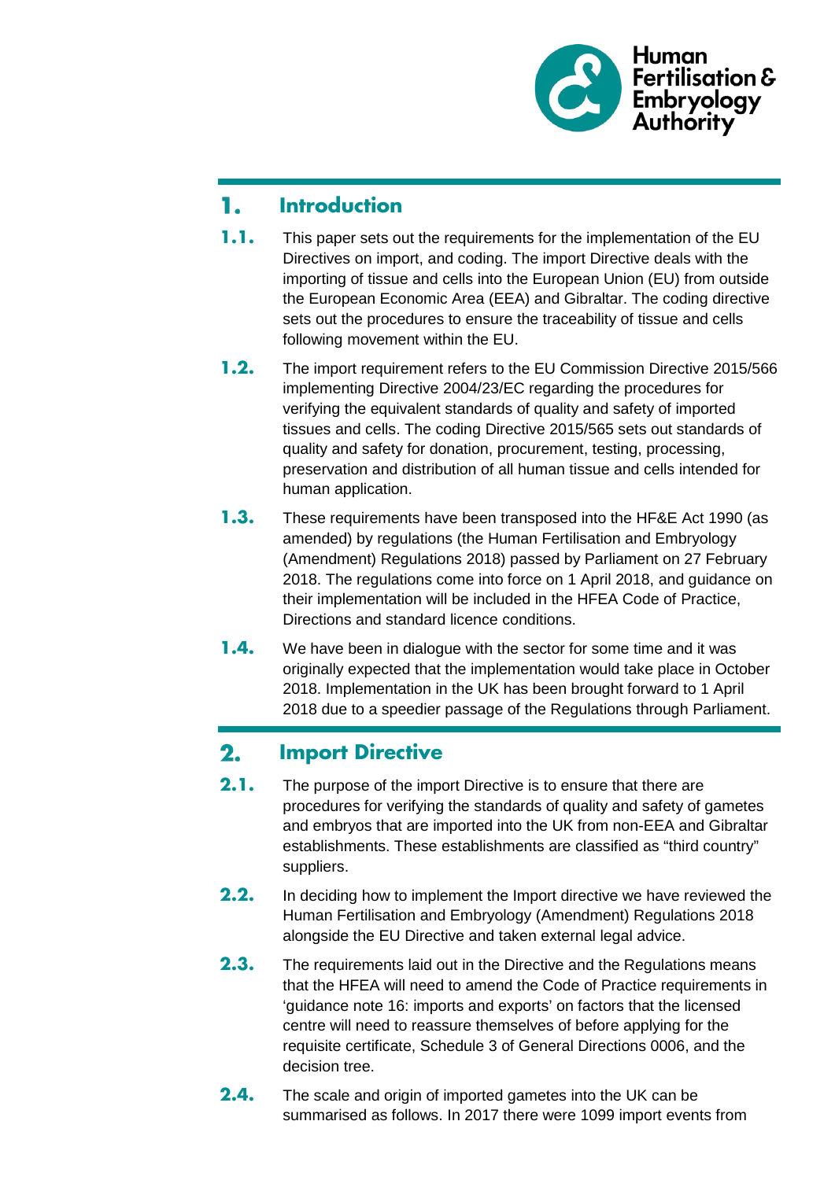## 1. Introduction

**1.1.** This paper sets out the requirements for the implementation of the EU Directives on import, and coding. The import Directive deals with the importing of tissue and cells into the European Union (EU) from outside the European Economic Area (EEA) and Gibraltar. The coding directive sets out the procedures to ensure the traceability of tissue and cells following movement within the EU.

**1.2.** The import requirement refers to the EU Commission Directive 2015/566 implementing Directive 2004/23/EC regarding the procedures for verifying the equivalent standards of quality and safety of imported tissues and cells. The coding Directive 2015/565 sets out standards of quality and safety for donation, procurement, testing, processing, preservation and distribution of all human tissue and cells intended for human application.

**1.3.** These requirements have been transposed into the HF&E Act 1990 (as amended) by regulations (the Human Fertilisation and Embryology (Amendment) Regulations 2018) passed by Parliament on 27 February 2018. The regulations come into force on 1 April 2018, and guidance on their implementation will be included in the HFEA Code of Practice, Directions and standard licence conditions.

**1.4.** We have been in dialogue with the sector for some time and it was originally expected that the implementation would take place in October 2018. Implementation in the UK has been brought forward to 1 April 2018 due to a speedier passage of the Regulations through Parliament.

## 2. Import Directive

**2.1.** The purpose of the import Directive is to ensure that there are procedures for verifying the standards of quality and safety of gametes and embryos that are imported into the UK from non-EEA and Gibraltar establishments. These establishments are classified as "third country" suppliers.

**2.2.** In deciding how to implement the Import directive we have reviewed the Human Fertilisation and Embryology (Amendment) Regulations 2018 alongside the EU Directive and taken external legal advice.

**2.3.** The requirements laid out in the Directive and the Regulations means that the HFEA will need to amend the Code of Practice requirements in 'guidance note 16: imports and exports' on factors that the licensed centre will need to reassure themselves of before applying for the requisite certificate, Schedule 3 of General Directions 0006, and the decision tree.

**2.4.** The scale and origin of imported gametes into the UK can be summarised as follows. In 2017 there were 1099 import events from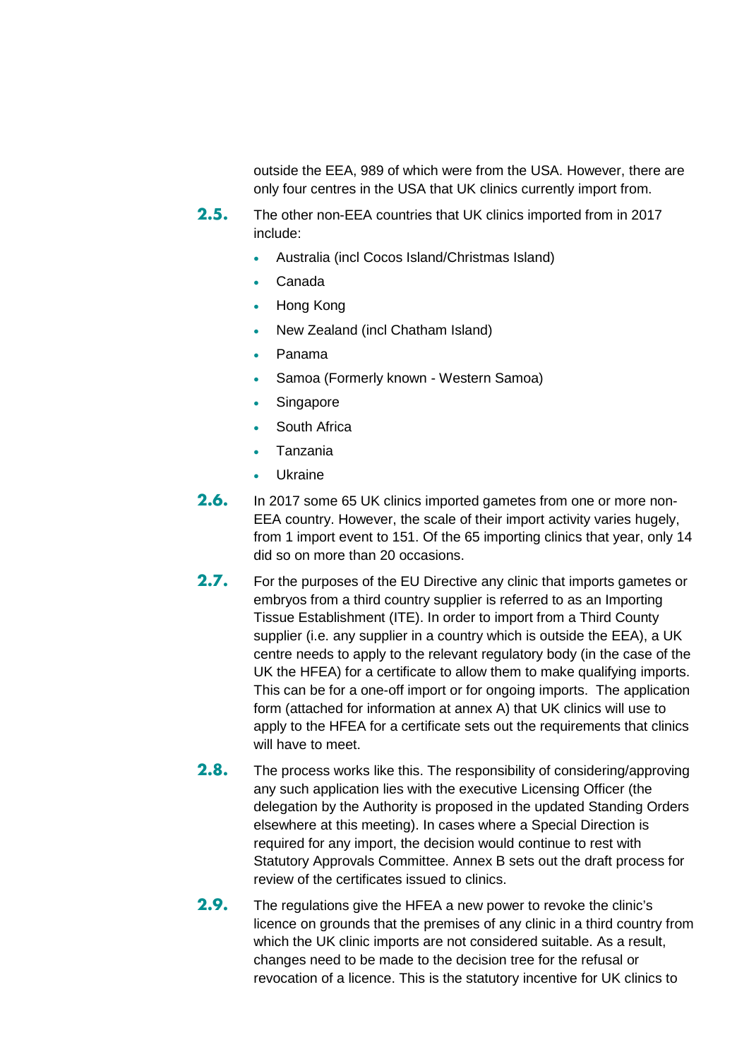outside the EEA, 989 of which were from the USA. However, there are only four centres in the USA that UK clinics currently import from.

**2.5.** The other non-EEA countries that UK clinics imported from in 2017 include:

- Australia (incl Cocos Island/Christmas Island)
- Canada
- Hong Kong
- New Zealand (incl Chatham Island)
- Panama
- Samoa (Formerly known - Western Samoa)
- Singapore
- South Africa
- Tanzania
- Ukraine

**2.6.** In 2017 some 65 UK clinics imported gametes from one or more non-EEA country. However, the scale of their import activity varies hugely, from 1 import event to 151. Of the 65 importing clinics that year, only 14 did so on more than 20 occasions.

**2.7.** For the purposes of the EU Directive any clinic that imports gametes or embryos from a third country supplier is referred to as an Importing Tissue Establishment (ITE). In order to import from a Third County supplier (i.e. any supplier in a country which is outside the EEA), a UK centre needs to apply to the relevant regulatory body (in the case of the UK the HFEA) for a certificate to allow them to make qualifying imports. This can be for a one-off import or for ongoing imports. The application form (attached for information at annex A) that UK clinics will use to apply to the HFEA for a certificate sets out the requirements that clinics will have to meet.

**2.8.** The process works like this. The responsibility of considering/approving any such application lies with the executive Licensing Officer (the delegation by the Authority is proposed in the updated Standing Orders elsewhere at this meeting). In cases where a Special Direction is required for any import, the decision would continue to rest with Statutory Approvals Committee. Annex B sets out the draft process for review of the certificates issued to clinics.

**2.9.** The regulations give the HFEA a new power to revoke the clinic's licence on grounds that the premises of any clinic in a third country from which the UK clinic imports are not considered suitable. As a result, changes need to be made to the decision tree for the refusal or revocation of a licence. This is the statutory incentive for UK clinics to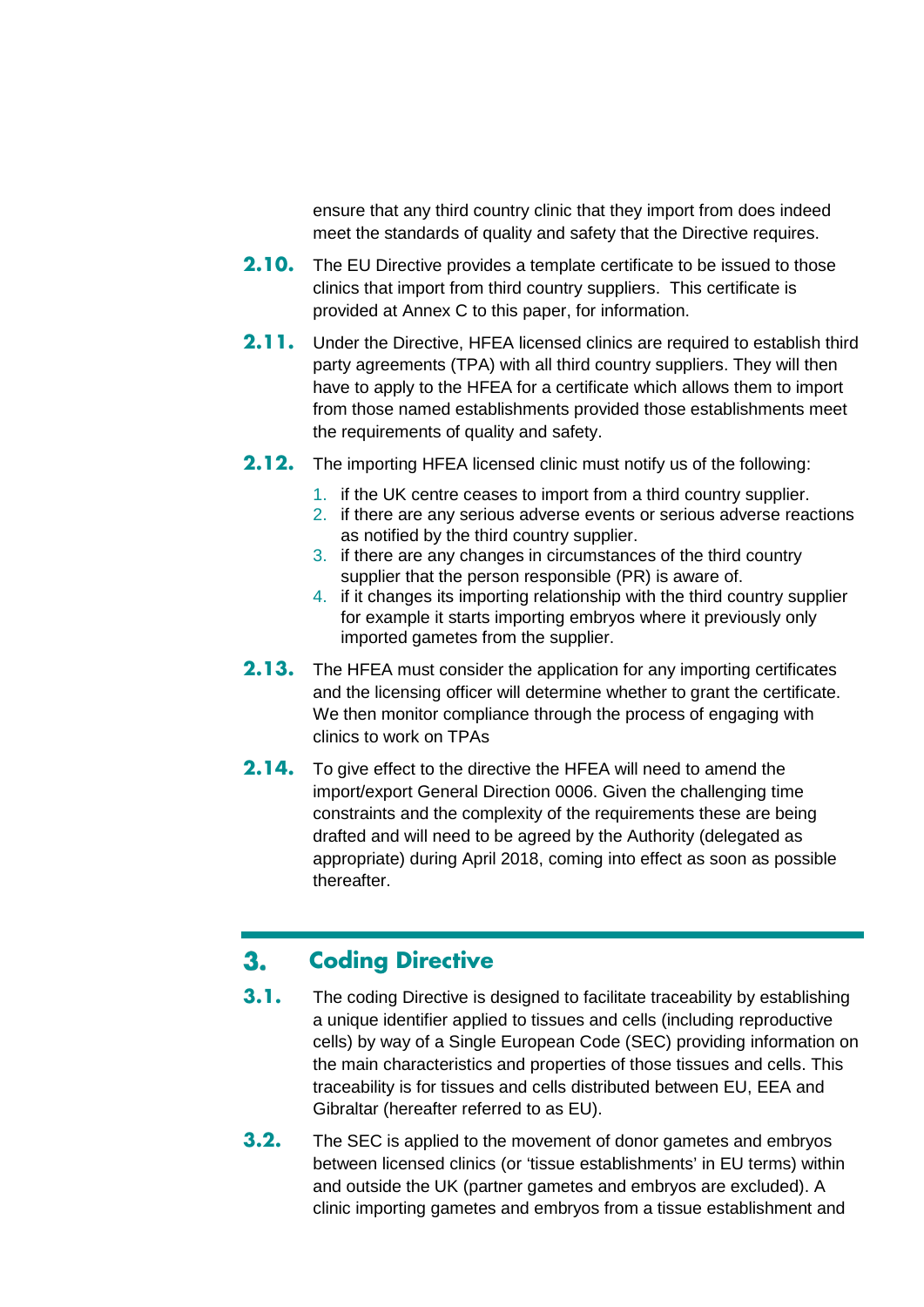ensure that any third country clinic that they import from does indeed meet the standards of quality and safety that the Directive requires.

**2.10.** The EU Directive provides a template certificate to be issued to those clinics that import from third country suppliers. This certificate is provided at Annex C to this paper, for information.

**2.11.** Under the Directive, HFEA licensed clinics are required to establish third party agreements (TPA) with all third country suppliers. They will then have to apply to the HFEA for a certificate which allows them to import from those named establishments provided those establishments meet the requirements of quality and safety.

**2.12.** The importing HFEA licensed clinic must notify us of the following:

1. if the UK centre ceases to import from a third country supplier.
2. if there are any serious adverse events or serious adverse reactions as notified by the third country supplier.
3. if there are any changes in circumstances of the third country supplier that the person responsible (PR) is aware of.
4. if it changes its importing relationship with the third country supplier for example it starts importing embryos where it previously only imported gametes from the supplier.

**2.13.** The HFEA must consider the application for any importing certificates and the licensing officer will determine whether to grant the certificate. We then monitor compliance through the process of engaging with clinics to work on TPAs

**2.14.** To give effect to the directive the HFEA will need to amend the import/export General Direction 0006. Given the challenging time constraints and the complexity of the requirements these are being drafted and will need to be agreed by the Authority (delegated as appropriate) during April 2018, coming into effect as soon as possible thereafter.

## 3. Coding Directive

**3.1.** The coding Directive is designed to facilitate traceability by establishing a unique identifier applied to tissues and cells (including reproductive cells) by way of a Single European Code (SEC) providing information on the main characteristics and properties of those tissues and cells. This traceability is for tissues and cells distributed between EU, EEA and Gibraltar (hereafter referred to as EU).

**3.2.** The SEC is applied to the movement of donor gametes and embryos between licensed clinics (or 'tissue establishments' in EU terms) within and outside the UK (partner gametes and embryos are excluded). A clinic importing gametes and embryos from a tissue establishment and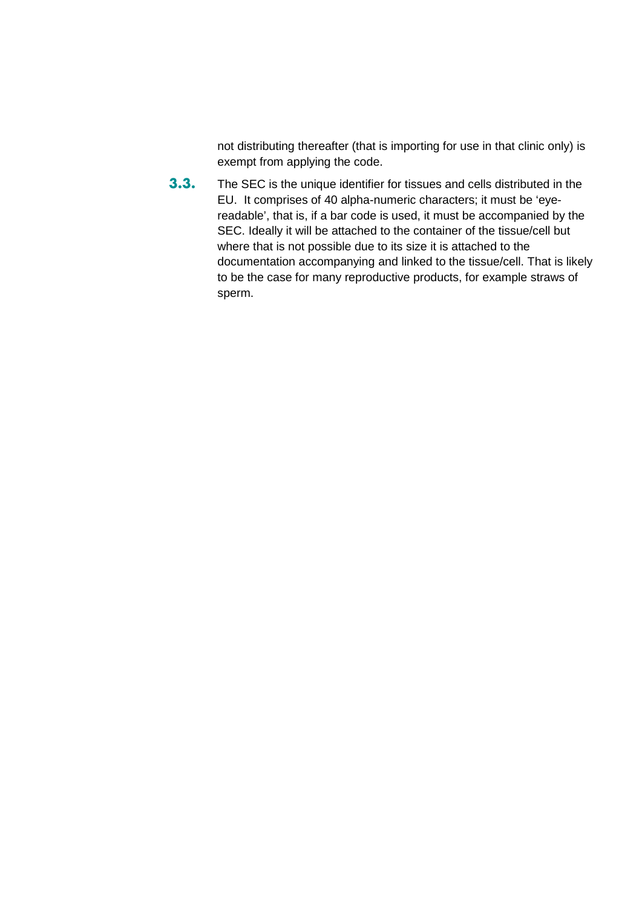not distributing thereafter (that is importing for use in that clinic only) is exempt from applying the code.

**3.3.** The SEC is the unique identifier for tissues and cells distributed in the EU. It comprises of 40 alpha-numeric characters; it must be 'eye-readable', that is, if a bar code is used, it must be accompanied by the SEC. Ideally it will be attached to the container of the tissue/cell but where that is not possible due to its size it is attached to the documentation accompanying and linked to the tissue/cell. That is likely to be the case for many reproductive products, for example straws of sperm.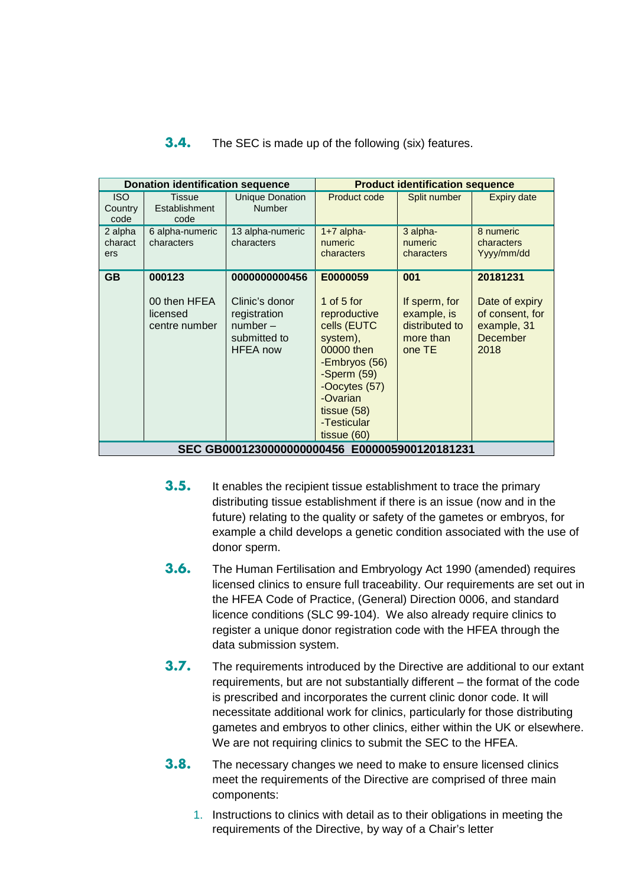**3.4.** The SEC is made up of the following (six) features.

| Donation identification sequence | | | Product identification sequence | | |
|---|---|---|---|---|---|
| ISO Country code | Tissue Establishment code | Unique Donation Number | Product code | Split number | Expiry date |
| 2 alpha characters | 6 alpha-numeric characters | 13 alpha-numeric characters | 1+7 alpha-numeric characters | 3 alpha-numeric characters | 8 numeric characters Yyyy/mm/dd |
| **GB** | **000123**<br><br>00 then HFEA licensed centre number | **0000000000456**<br><br>Clinic's donor registration number – submitted to HFEA now | **E0000059**<br><br>1 of 5 for reproductive cells (EUTC system), 00000 then<br>-Embryos (56)<br>-Sperm (59)<br>-Oocytes (57)<br>-Ovarian tissue (58)<br>-Testicular tissue (60) | **001**<br><br>If sperm, for example, is distributed to more than one TE | **20181231**<br><br>Date of expiry of consent, for example, 31 December 2018 |
| **SEC GB0001230000000000456 E000005900120181231** | | | | | |

**3.5.** It enables the recipient tissue establishment to trace the primary distributing tissue establishment if there is an issue (now and in the future) relating to the quality or safety of the gametes or embryos, for example a child develops a genetic condition associated with the use of donor sperm.

**3.6.** The Human Fertilisation and Embryology Act 1990 (amended) requires licensed clinics to ensure full traceability. Our requirements are set out in the HFEA Code of Practice, (General) Direction 0006, and standard licence conditions (SLC 99-104). We also already require clinics to register a unique donor registration code with the HFEA through the data submission system.

**3.7.** The requirements introduced by the Directive are additional to our extant requirements, but are not substantially different – the format of the code is prescribed and incorporates the current clinic donor code. It will necessitate additional work for clinics, particularly for those distributing gametes and embryos to other clinics, either within the UK or elsewhere. We are not requiring clinics to submit the SEC to the HFEA.

**3.8.** The necessary changes we need to make to ensure licensed clinics meet the requirements of the Directive are comprised of three main components:

1. Instructions to clinics with detail as to their obligations in meeting the requirements of the Directive, by way of a Chair's letter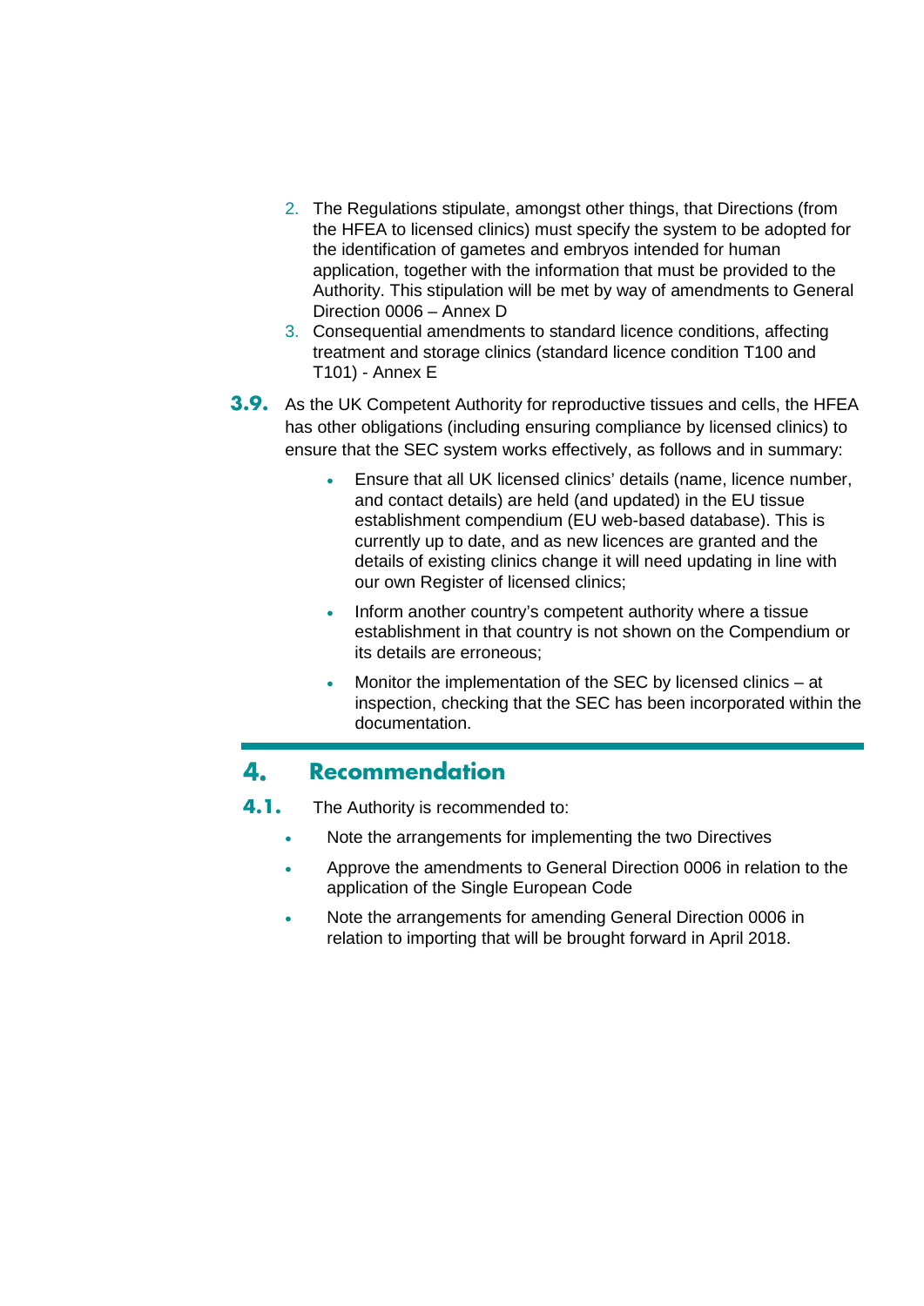2. The Regulations stipulate, amongst other things, that Directions (from the HFEA to licensed clinics) must specify the system to be adopted for the identification of gametes and embryos intended for human application, together with the information that must be provided to the Authority. This stipulation will be met by way of amendments to General Direction 0006 – Annex D
3. Consequential amendments to standard licence conditions, affecting treatment and storage clinics (standard licence condition T100 and T101) - Annex E

**3.9.** As the UK Competent Authority for reproductive tissues and cells, the HFEA has other obligations (including ensuring compliance by licensed clinics) to ensure that the SEC system works effectively, as follows and in summary:

- Ensure that all UK licensed clinics' details (name, licence number, and contact details) are held (and updated) in the EU tissue establishment compendium (EU web-based database). This is currently up to date, and as new licences are granted and the details of existing clinics change it will need updating in line with our own Register of licensed clinics;
- Inform another country's competent authority where a tissue establishment in that country is not shown on the Compendium or its details are erroneous;
- Monitor the implementation of the SEC by licensed clinics – at inspection, checking that the SEC has been incorporated within the documentation.

## 4. Recommendation

**4.1.** The Authority is recommended to:

- Note the arrangements for implementing the two Directives
- Approve the amendments to General Direction 0006 in relation to the application of the Single European Code
- Note the arrangements for amending General Direction 0006 in relation to importing that will be brought forward in April 2018.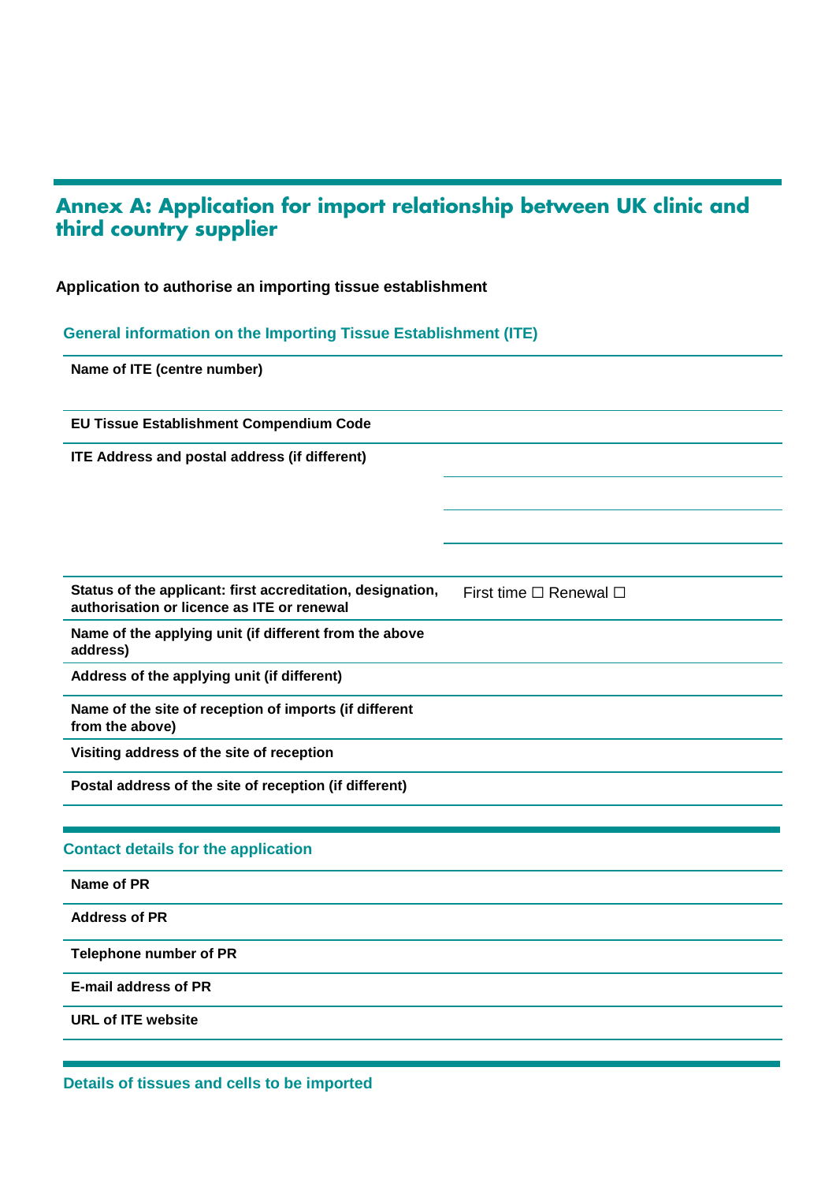## Annex A: Application for import relationship between UK clinic and third country supplier

**Application to authorise an importing tissue establishment**

### General information on the Importing Tissue Establishment (ITE)

| | |
|---|---|
| **Name of ITE (centre number)** | |
| **EU Tissue Establishment Compendium Code** | |
| **ITE Address and postal address (if different)** | |
| | |
| | |
| | |
| **Status of the applicant: first accreditation, designation, authorisation or licence as ITE or renewal** | First time ☐ Renewal ☐ |
| **Name of the applying unit (if different from the above address)** | |
| **Address of the applying unit (if different)** | |
| **Name of the site of reception of imports (if different from the above)** | |
| **Visiting address of the site of reception** | |
| **Postal address of the site of reception (if different)** | |

### Contact details for the application

| | |
|---|---|
| **Name of PR** | |
| **Address of PR** | |
| **Telephone number of PR** | |
| **E-mail address of PR** | |
| **URL of ITE website** | |

### Details of tissues and cells to be imported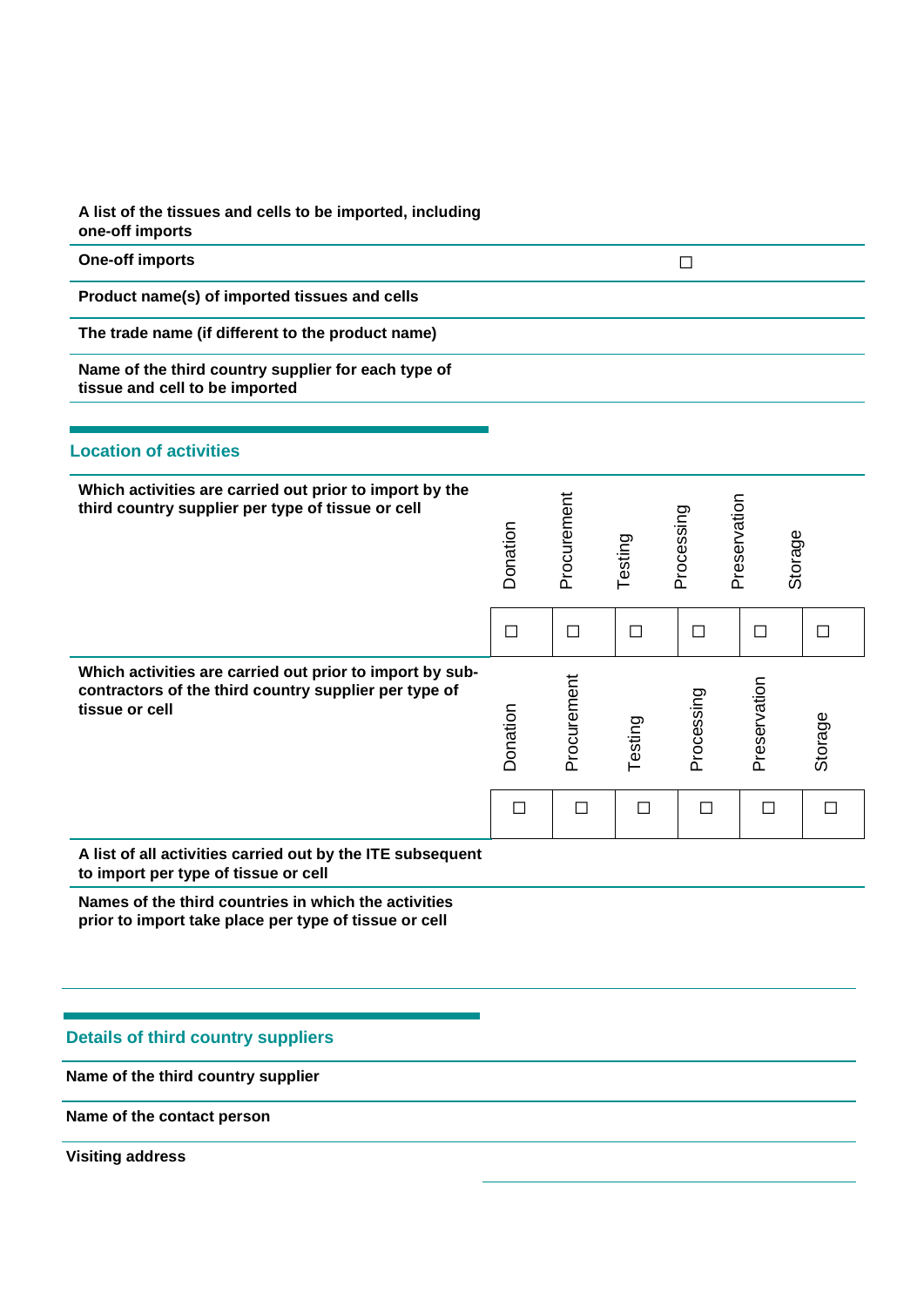| | |
|---|---|
| **A list of the tissues and cells to be imported, including one-off imports** | |
| **One-off imports** | ☐ |
| **Product name(s) of imported tissues and cells** | |
| **The trade name (if different to the product name)** | |
| **Name of the third country supplier for each type of tissue and cell to be imported** | |

## Location of activities

| | Donation | Procurement | Testing | Processing | Preservation | Storage |
|---|---|---|---|---|---|---|
| **Which activities are carried out prior to import by the third country supplier per type of tissue or cell** | ☐ | ☐ | ☐ | ☐ | ☐ | ☐ |
| **Which activities are carried out prior to import by sub-contractors of the third country supplier per type of tissue or cell** | ☐ | ☐ | ☐ | ☐ | ☐ | ☐ |

| | |
|---|---|
| **A list of all activities carried out by the ITE subsequent to import per type of tissue or cell** | |
| **Names of the third countries in which the activities prior to import take place per type of tissue or cell** | |

## Details of third country suppliers

| | |
|---|---|
| **Name of the third country supplier** | |
| **Name of the contact person** | |
| **Visiting address** | |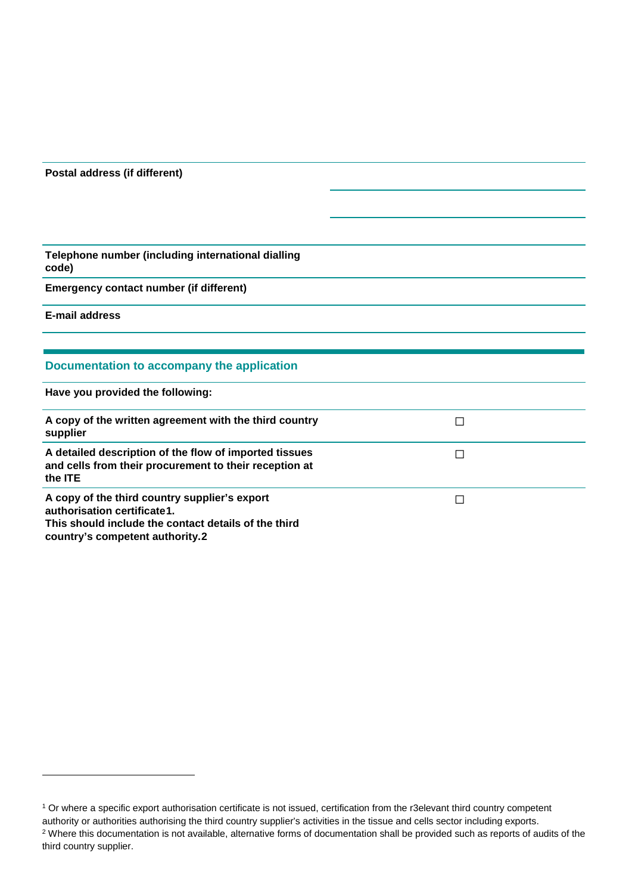| | |
|---|---|
| **Postal address (if different)** | |
| | |
| | |
| **Telephone number (including international dialling code)** | |
| **Emergency contact number (if different)** | |
| **E-mail address** | |

## Documentation to accompany the application

| **Have you provided the following:** | |
|---|---|
| **A copy of the written agreement with the third country supplier** | ☐ |
| **A detailed description of the flow of imported tissues and cells from their procurement to their reception at the ITE** | ☐ |
| **A copy of the third country supplier's export authorisation certificate1. This should include the contact details of the third country's competent authority.2** | ☐ |

[1] Or where a specific export authorisation certificate is not issued, certification from the r3elevant third country competent authority or authorities authorising the third country supplier's activities in the tissue and cells sector including exports.

[2] Where this documentation is not available, alternative forms of documentation shall be provided such as reports of audits of the third country supplier.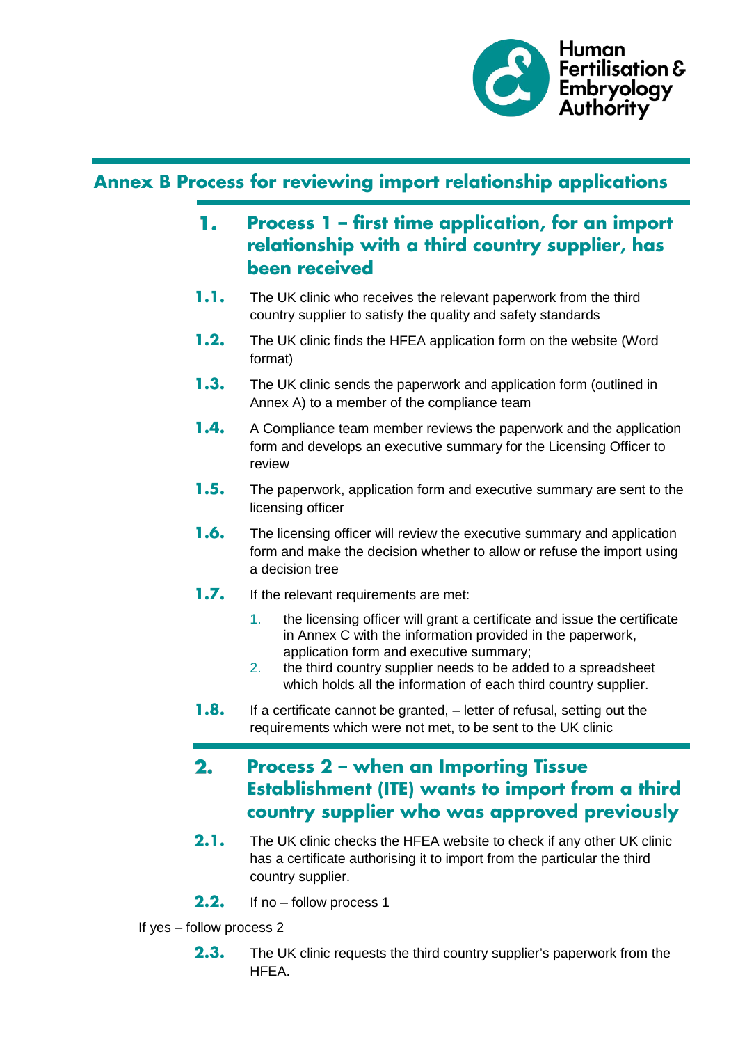# Annex B Process for reviewing import relationship applications

## 1. Process 1 – first time application, for an import relationship with a third country supplier, has been received

**1.1.** The UK clinic who receives the relevant paperwork from the third country supplier to satisfy the quality and safety standards

**1.2.** The UK clinic finds the HFEA application form on the website (Word format)

**1.3.** The UK clinic sends the paperwork and application form (outlined in Annex A) to a member of the compliance team

**1.4.** A Compliance team member reviews the paperwork and the application form and develops an executive summary for the Licensing Officer to review

**1.5.** The paperwork, application form and executive summary are sent to the licensing officer

**1.6.** The licensing officer will review the executive summary and application form and make the decision whether to allow or refuse the import using a decision tree

**1.7.** If the relevant requirements are met:

1. the licensing officer will grant a certificate and issue the certificate in Annex C with the information provided in the paperwork, application form and executive summary;
2. the third country supplier needs to be added to a spreadsheet which holds all the information of each third country supplier.

**1.8.** If a certificate cannot be granted, – letter of refusal, setting out the requirements which were not met, to be sent to the UK clinic

## 2. Process 2 – when an Importing Tissue Establishment (ITE) wants to import from a third country supplier who was approved previously

**2.1.** The UK clinic checks the HFEA website to check if any other UK clinic has a certificate authorising it to import from the particular the third country supplier.

**2.2.** If no – follow process 1

If yes – follow process 2

**2.3.** The UK clinic requests the third country supplier's paperwork from the HFEA.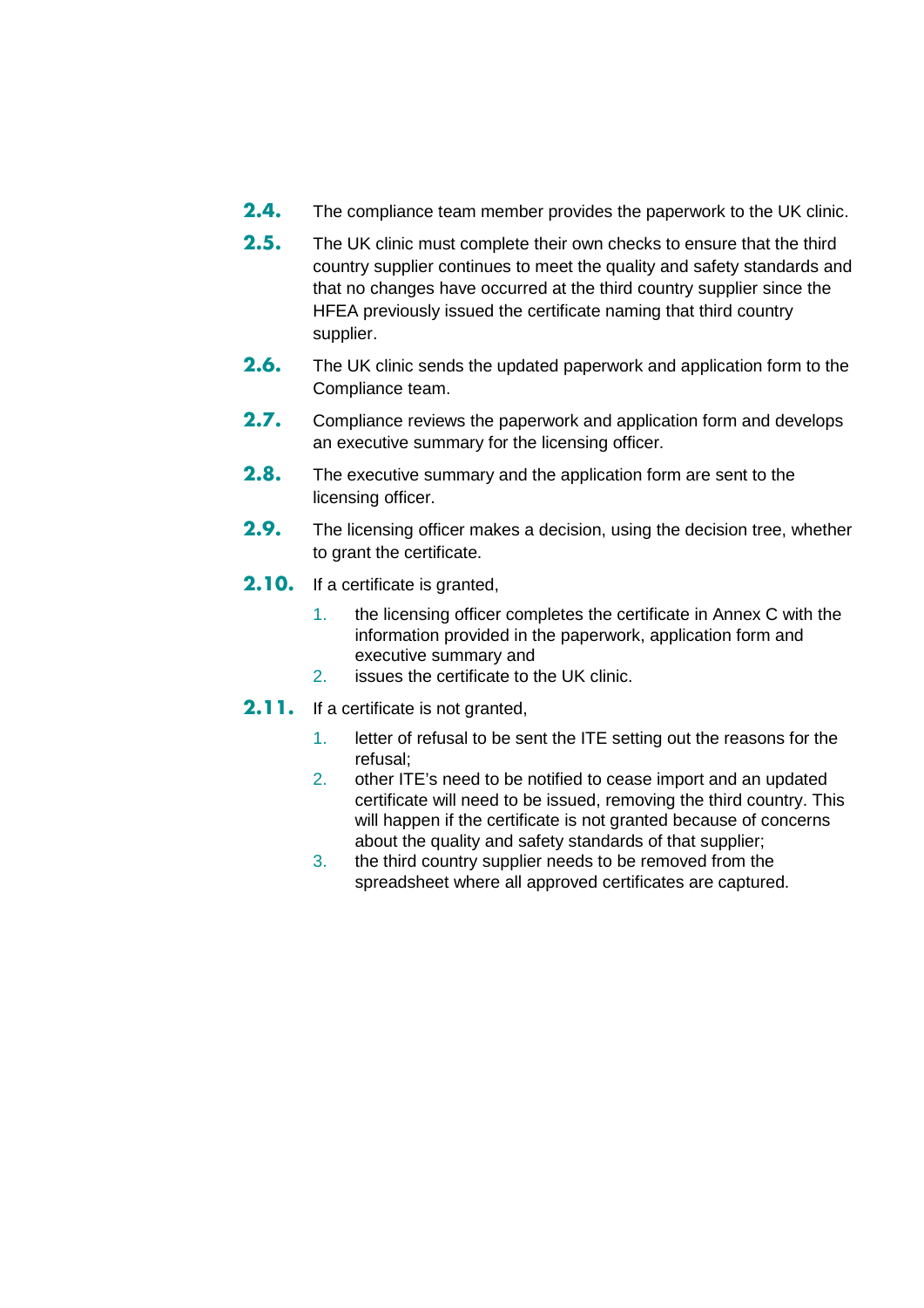**2.4.** The compliance team member provides the paperwork to the UK clinic.

**2.5.** The UK clinic must complete their own checks to ensure that the third country supplier continues to meet the quality and safety standards and that no changes have occurred at the third country supplier since the HFEA previously issued the certificate naming that third country supplier.

**2.6.** The UK clinic sends the updated paperwork and application form to the Compliance team.

**2.7.** Compliance reviews the paperwork and application form and develops an executive summary for the licensing officer.

**2.8.** The executive summary and the application form are sent to the licensing officer.

**2.9.** The licensing officer makes a decision, using the decision tree, whether to grant the certificate.

**2.10.** If a certificate is granted,

1. the licensing officer completes the certificate in Annex C with the information provided in the paperwork, application form and executive summary and
2. issues the certificate to the UK clinic.

**2.11.** If a certificate is not granted,

1. letter of refusal to be sent the ITE setting out the reasons for the refusal;
2. other ITE's need to be notified to cease import and an updated certificate will need to be issued, removing the third country. This will happen if the certificate is not granted because of concerns about the quality and safety standards of that supplier;
3. the third country supplier needs to be removed from the spreadsheet where all approved certificates are captured.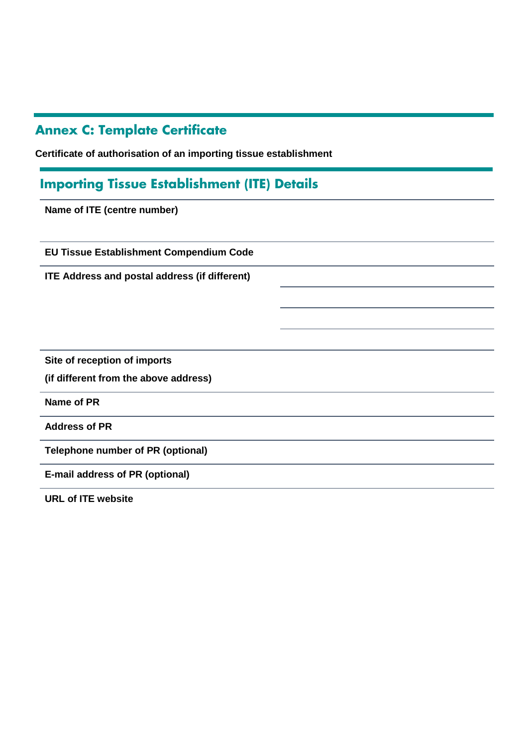## Annex C: Template Certificate

**Certificate of authorisation of an importing tissue establishment**

## Importing Tissue Establishment (ITE) Details

| | |
|---|---|
| **Name of ITE (centre number)** | |
| **EU Tissue Establishment Compendium Code** | |
| **ITE Address and postal address (if different)** | |
| **Site of reception of imports (if different from the above address)** | |
| **Name of PR** | |
| **Address of PR** | |
| **Telephone number of PR (optional)** | |
| **E-mail address of PR (optional)** | |
| **URL of ITE website** | |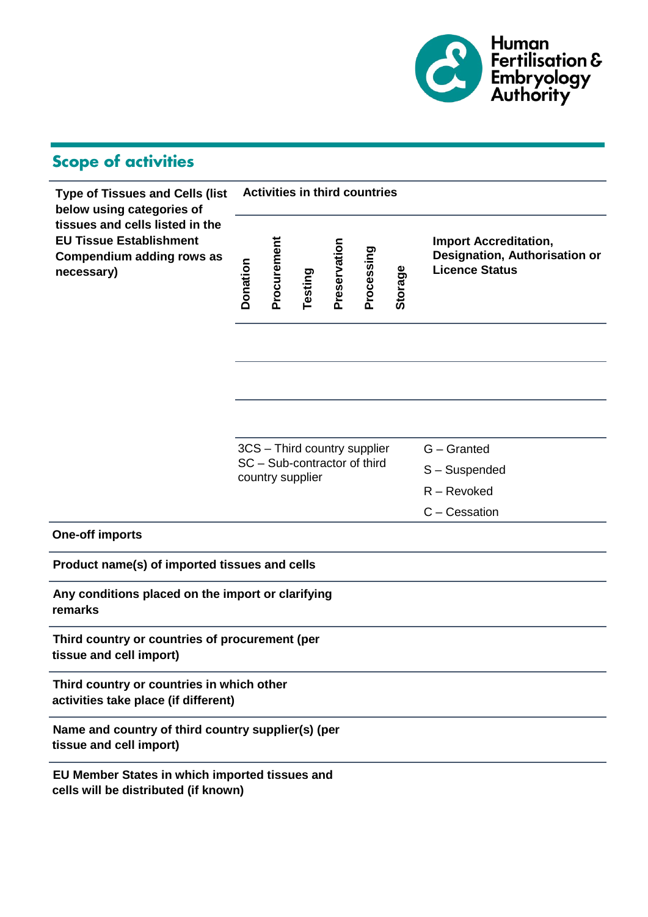## Scope of activities

| Type of Tissues and Cells (list below using categories of tissues and cells listed in the EU Tissue Establishment Compendium adding rows as necessary) | Activities in third countries | | | | | | |
|---|---|---|---|---|---|---|---|
| | Donation | Procurement | Testing | Preservation | Processing | Storage | Import Accreditation, Designation, Authorisation or Licence Status |
| | | | | | | | |
| | | | | | | | |
| | 3CS – Third country supplier<br>SC – Sub-contractor of third country supplier | | | | | | G – Granted<br>S – Suspended<br>R – Revoked<br>C – Cessation |

| **One-off imports** | |
|---|---|
| **Product name(s) of imported tissues and cells** | |
| **Any conditions placed on the import or clarifying remarks** | |
| **Third country or countries of procurement (per tissue and cell import)** | |
| **Third country or countries in which other activities take place (if different)** | |
| **Name and country of third country supplier(s) (per tissue and cell import)** | |
| **EU Member States in which imported tissues and cells will be distributed (if known)** | |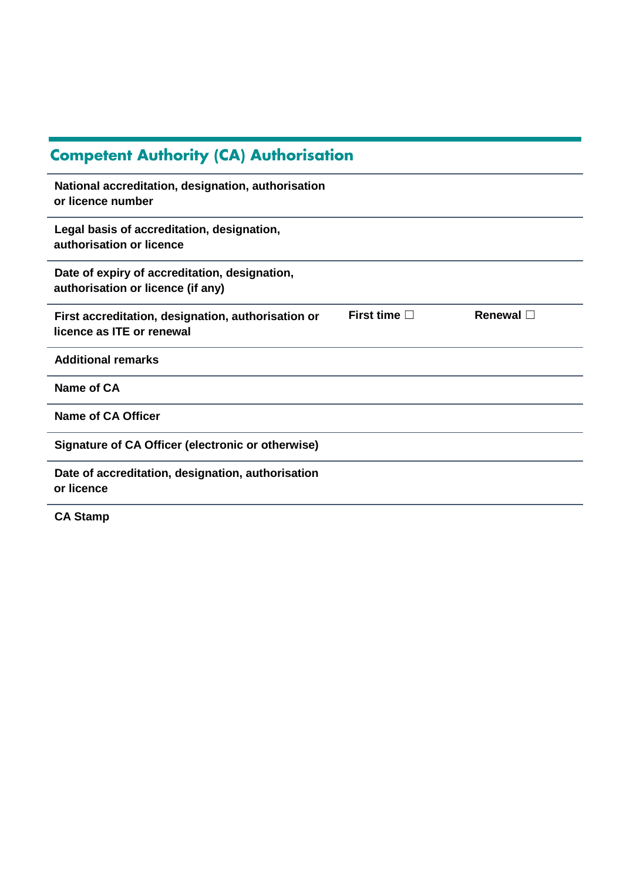## Competent Authority (CA) Authorisation

| | | |
|---|---|---|
| **National accreditation, designation, authorisation or licence number** | | |
| **Legal basis of accreditation, designation, authorisation or licence** | | |
| **Date of expiry of accreditation, designation, authorisation or licence (if any)** | | |
| **First accreditation, designation, authorisation or licence as ITE or renewal** | **First time** ☐ | **Renewal** ☐ |
| **Additional remarks** | | |
| **Name of CA** | | |
| **Name of CA Officer** | | |
| **Signature of CA Officer (electronic or otherwise)** | | |
| **Date of accreditation, designation, authorisation or licence** | | |
| **CA Stamp** | | |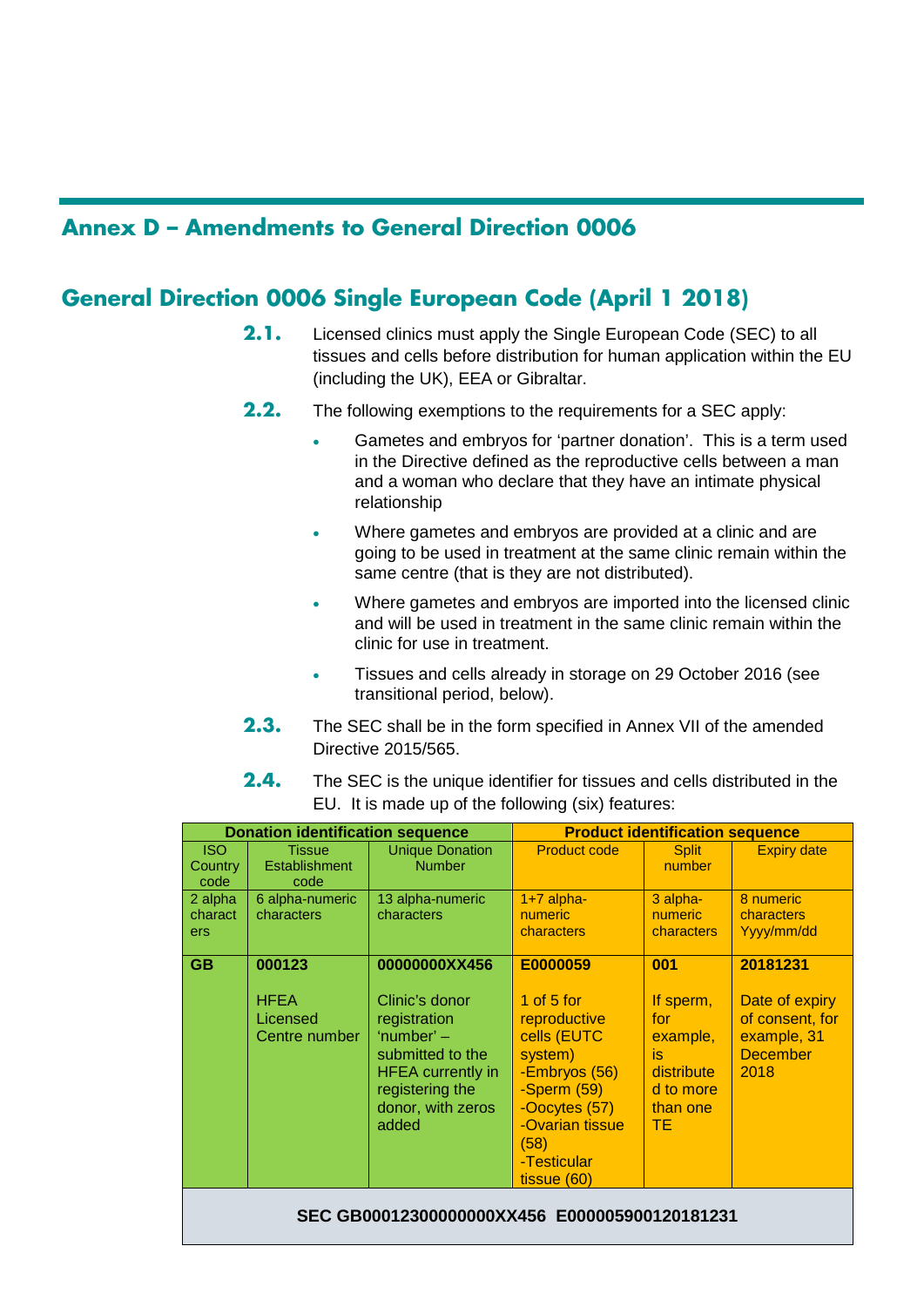# Annex D – Amendments to General Direction 0006

## General Direction 0006 Single European Code (April 1 2018)

**2.1.** Licensed clinics must apply the Single European Code (SEC) to all tissues and cells before distribution for human application within the EU (including the UK), EEA or Gibraltar.

**2.2.** The following exemptions to the requirements for a SEC apply:

- Gametes and embryos for 'partner donation'. This is a term used in the Directive defined as the reproductive cells between a man and a woman who declare that they have an intimate physical relationship
- Where gametes and embryos are provided at a clinic and are going to be used in treatment at the same clinic remain within the same centre (that is they are not distributed).
- Where gametes and embryos are imported into the licensed clinic and will be used in treatment in the same clinic remain within the clinic for use in treatment.
- Tissues and cells already in storage on 29 October 2016 (see transitional period, below).

**2.3.** The SEC shall be in the form specified in Annex VII of the amended Directive 2015/565.

**2.4.** The SEC is the unique identifier for tissues and cells distributed in the EU. It is made up of the following (six) features:

| Donation identification sequence | | | Product identification sequence | | |
|---|---|---|---|---|---|
| ISO Country code | Tissue Establishment code | Unique Donation Number | Product code | Split number | Expiry date |
| 2 alpha characters | 6 alpha-numeric characters | 13 alpha-numeric characters | 1+7 alpha-numeric characters | 3 alpha-numeric characters | 8 numeric characters Yyyy/mm/dd |
| **GB** | **000123**<br><br>HFEA Licensed Centre number | **00000000XX456**<br><br>Clinic's donor registration 'number' – submitted to the HFEA currently in registering the donor, with zeros added | **E0000059**<br><br>1 of 5 for reproductive cells (EUTC system)<br>-Embryos (56)<br>-Sperm (59)<br>-Oocytes (57)<br>-Ovarian tissue (58)<br>-Testicular tissue (60) | **001**<br><br>If sperm, for example, is distributed to more than one TE | **20181231**<br><br>Date of expiry of consent, for example, 31 December 2018 |
| **SEC GB00012300000000XX456 E000005900120181231** | | | | | |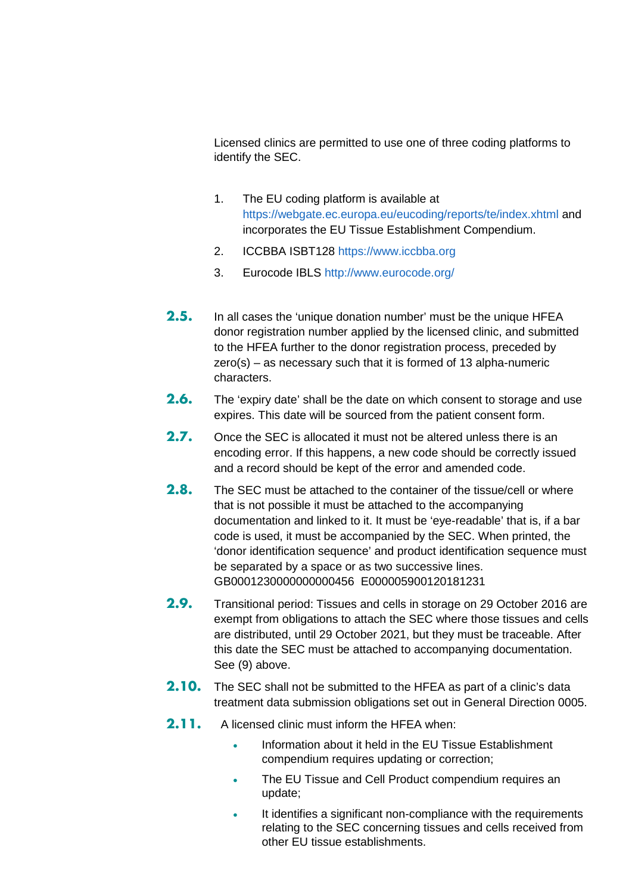Licensed clinics are permitted to use one of three coding platforms to identify the SEC.

1. The EU coding platform is available at https://webgate.ec.europa.eu/eucoding/reports/te/index.xhtml and incorporates the EU Tissue Establishment Compendium.
2. ICCBBA ISBT128 https://www.iccbba.org
3. Eurocode IBLS http://www.eurocode.org/

**2.5.** In all cases the 'unique donation number' must be the unique HFEA donor registration number applied by the licensed clinic, and submitted to the HFEA further to the donor registration process, preceded by zero(s) – as necessary such that it is formed of 13 alpha-numeric characters.

**2.6.** The 'expiry date' shall be the date on which consent to storage and use expires. This date will be sourced from the patient consent form.

**2.7.** Once the SEC is allocated it must not be altered unless there is an encoding error. If this happens, a new code should be correctly issued and a record should be kept of the error and amended code.

**2.8.** The SEC must be attached to the container of the tissue/cell or where that is not possible it must be attached to the accompanying documentation and linked to it. It must be 'eye-readable' that is, if a bar code is used, it must be accompanied by the SEC. When printed, the 'donor identification sequence' and product identification sequence must be separated by a space or as two successive lines. GB0001230000000000456 E000005900120181231

**2.9.** Transitional period: Tissues and cells in storage on 29 October 2016 are exempt from obligations to attach the SEC where those tissues and cells are distributed, until 29 October 2021, but they must be traceable. After this date the SEC must be attached to accompanying documentation. See (9) above.

**2.10.** The SEC shall not be submitted to the HFEA as part of a clinic's data treatment data submission obligations set out in General Direction 0005.

**2.11.** A licensed clinic must inform the HFEA when:

- Information about it held in the EU Tissue Establishment compendium requires updating or correction;
- The EU Tissue and Cell Product compendium requires an update;
- It identifies a significant non-compliance with the requirements relating to the SEC concerning tissues and cells received from other EU tissue establishments.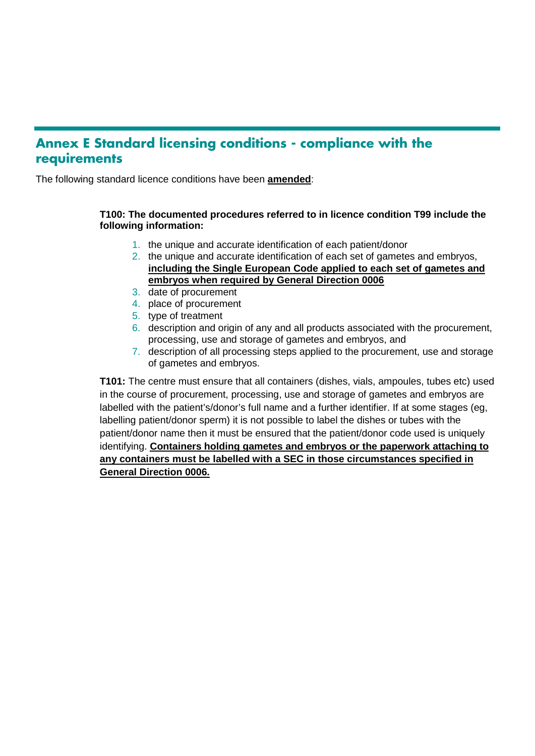## Annex E Standard licensing conditions - compliance with the requirements

The following standard licence conditions have been **amended**:

**T100: The documented procedures referred to in licence condition T99 include the following information:**

1. the unique and accurate identification of each patient/donor
2. the unique and accurate identification of each set of gametes and embryos, **including the Single European Code applied to each set of gametes and embryos when required by General Direction 0006**
3. date of procurement
4. place of procurement
5. type of treatment
6. description and origin of any and all products associated with the procurement, processing, use and storage of gametes and embryos, and
7. description of all processing steps applied to the procurement, use and storage of gametes and embryos.

**T101:** The centre must ensure that all containers (dishes, vials, ampoules, tubes etc) used in the course of procurement, processing, use and storage of gametes and embryos are labelled with the patient's/donor's full name and a further identifier. If at some stages (eg, labelling patient/donor sperm) it is not possible to label the dishes or tubes with the patient/donor name then it must be ensured that the patient/donor code used is uniquely identifying. **Containers holding gametes and embryos or the paperwork attaching to any containers must be labelled with a SEC in those circumstances specified in General Direction 0006.**